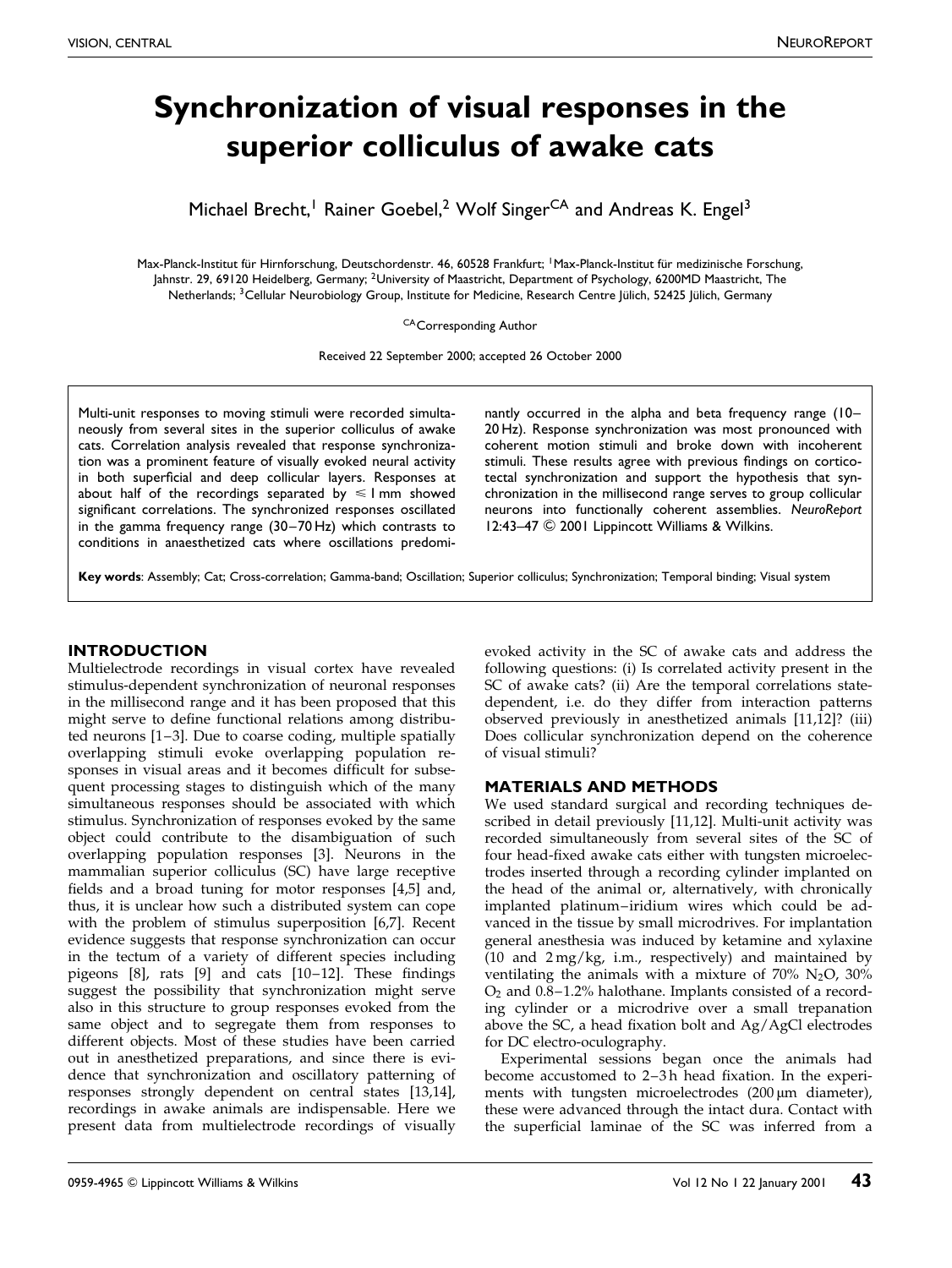# Synchronization of visual responses in the superior colliculus of awake cats

Michael Brecht,[1] Rainer Goebel,[2] Wolf Singer[CA] and Andreas K. Engel[3]

Max-Planck-Institut für Hirnforschung, Deutschordenstr. 46, 60528 Frankfurt; [1]Max-Planck-Institut für medizinische Forschung, Jahnstr. 29, 69120 Heidelberg, Germany; [2]University of Maastricht, Department of Psychology, 6200MD Maastricht, The Netherlands; [3]Cellular Neurobiology Group, Institute for Medicine, Research Centre Jülich, 52425 Jülich, Germany

[CA]Corresponding Author

Received 22 September 2000; accepted 26 October 2000

Multi-unit responses to moving stimuli were recorded simultaneously from several sites in the superior colliculus of awake cats. Correlation analysis revealed that response synchronization was a prominent feature of visually evoked neural activity in both superficial and deep collicular layers. Responses at about half of the recordings separated by $\leqslant 1$ mm showed significant correlations. The synchronized responses oscillated in the gamma frequency range (30–70 Hz) which contrasts to conditions in anaesthetized cats where oscillations predominantly occurred in the alpha and beta frequency range (10–20 Hz). Response synchronization was most pronounced with coherent motion stimuli and broke down with incoherent stimuli. These results agree with previous findings on corticotectal synchronization and support the hypothesis that synchronization in the millisecond range serves to group collicular neurons into functionally coherent assemblies. *NeuroReport* 12:43–47 © 2001 Lippincott Williams & Wilkins.

**Key words**: Assembly; Cat; Cross-correlation; Gamma-band; Oscillation; Superior colliculus; Synchronization; Temporal binding; Visual system

## INTRODUCTION

Multielectrode recordings in visual cortex have revealed stimulus-dependent synchronization of neuronal responses in the millisecond range and it has been proposed that this might serve to define functional relations among distributed neurons [1–3]. Due to coarse coding, multiple spatially overlapping stimuli evoke overlapping population responses in visual areas and it becomes difficult for subsequent processing stages to distinguish which of the many simultaneous responses should be associated with which stimulus. Synchronization of responses evoked by the same object could contribute to the disambiguation of such overlapping population responses [3]. Neurons in the mammalian superior colliculus (SC) have large receptive fields and a broad tuning for motor responses [4,5] and, thus, it is unclear how such a distributed system can cope with the problem of stimulus superposition [6,7]. Recent evidence suggests that response synchronization can occur in the tectum of a variety of different species including pigeons [8], rats [9] and cats [10–12]. These findings suggest the possibility that synchronization might serve also in this structure to group responses evoked from the same object and to segregate them from responses to different objects. Most of these studies have been carried out in anesthetized preparations, and since there is evidence that synchronization and oscillatory patterning of responses strongly dependent on central states [13,14], recordings in awake animals are indispensable. Here we present data from multielectrode recordings of visually evoked activity in the SC of awake cats and address the following questions: (i) Is correlated activity present in the SC of awake cats? (ii) Are the temporal correlations state-dependent, i.e. do they differ from interaction patterns observed previously in anesthetized animals [11,12]? (iii) Does collicular synchronization depend on the coherence of visual stimuli?

## MATERIALS AND METHODS

We used standard surgical and recording techniques described in detail previously [11,12]. Multi-unit activity was recorded simultaneously from several sites of the SC of four head-fixed awake cats either with tungsten microelectrodes inserted through a recording cylinder implanted on the head of the animal or, alternatively, with chronically implanted platinum–iridium wires which could be advanced in the tissue by small microdrives. For implantation general anesthesia was induced by ketamine and xylaxine (10 and 2 mg/kg, i.m., respectively) and maintained by ventilating the animals with a mixture of 70% $N_2O$, 30% $O_2$ and 0.8–1.2% halothane. Implants consisted of a recording cylinder or a microdrive over a small trepanation above the SC, a head fixation bolt and Ag/AgCl electrodes for DC electro-oculography.

Experimental sessions began once the animals had become accustomed to 2–3 h head fixation. In the experiments with tungsten microelectrodes (200 µm diameter), these were advanced through the intact dura. Contact with the superficial laminae of the SC was inferred from a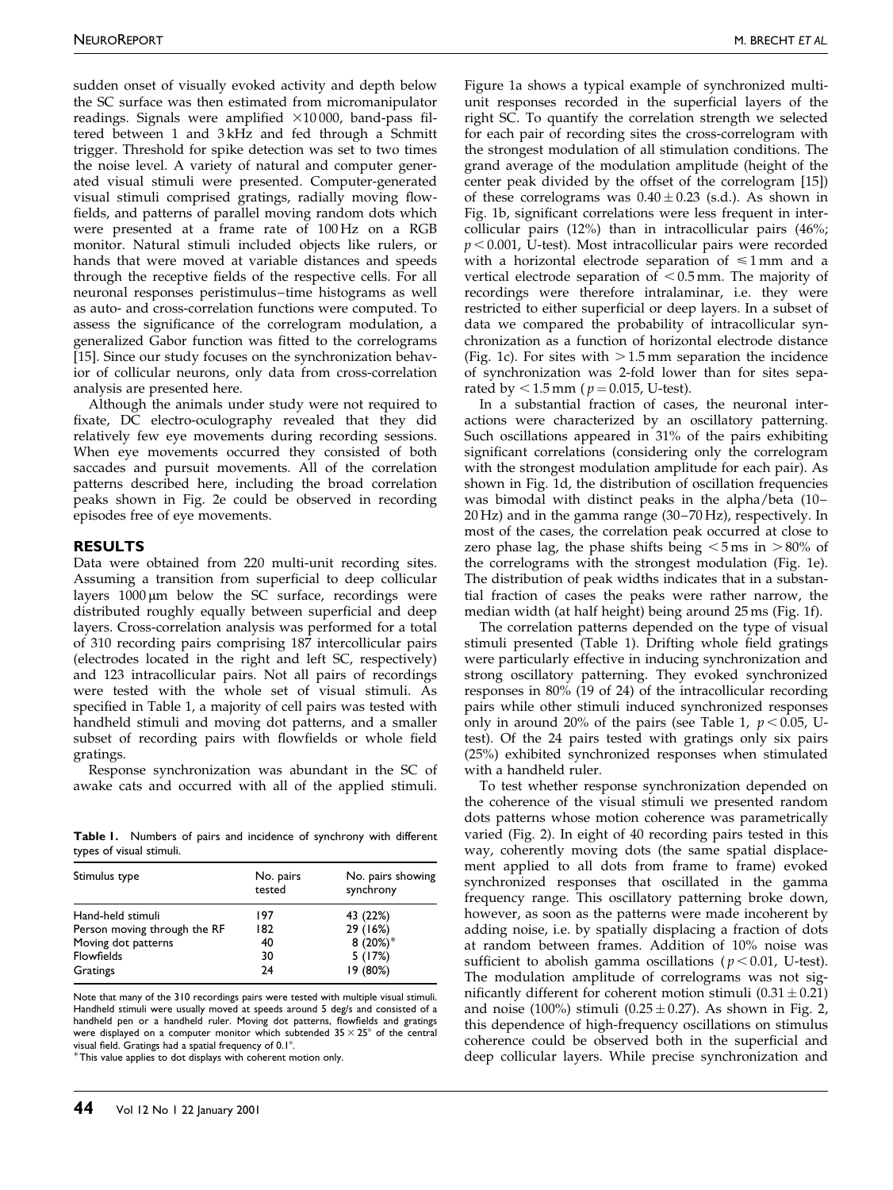sudden onset of visually evoked activity and depth below the SC surface was then estimated from micromanipulator readings. Signals were amplified $\times 10\,000$, band-pass filtered between 1 and 3 kHz and fed through a Schmitt trigger. Threshold for spike detection was set to two times the noise level. A variety of natural and computer generated visual stimuli were presented. Computer-generated visual stimuli comprised gratings, radially moving flowfields, and patterns of parallel moving random dots which were presented at a frame rate of 100 Hz on a RGB monitor. Natural stimuli included objects like rulers, or hands that were moved at variable distances and speeds through the receptive fields of the respective cells. For all neuronal responses peristimulus–time histograms as well as auto- and cross-correlation functions were computed. To assess the significance of the correlogram modulation, a generalized Gabor function was fitted to the correlograms [15]. Since our study focuses on the synchronization behavior of collicular neurons, only data from cross-correlation analysis are presented here.

Although the animals under study were not required to fixate, DC electro-oculography revealed that they did relatively few eye movements during recording sessions. When eye movements occurred they consisted of both saccades and pursuit movements. All of the correlation patterns described here, including the broad correlation peaks shown in Fig. 2e could be observed in recording episodes free of eye movements.

## RESULTS

Data were obtained from 220 multi-unit recording sites. Assuming a transition from superficial to deep collicular layers 1000 μm below the SC surface, recordings were distributed roughly equally between superficial and deep layers. Cross-correlation analysis was performed for a total of 310 recording pairs comprising 187 intercollicular pairs (electrodes located in the right and left SC, respectively) and 123 intracollicular pairs. Not all pairs of recordings were tested with the whole set of visual stimuli. As specified in Table 1, a majority of cell pairs was tested with handheld stimuli and moving dot patterns, and a smaller subset of recording pairs with flowfields or whole field gratings.

Response synchronization was abundant in the SC of awake cats and occurred with all of the applied stimuli.

**Table 1.** Numbers of pairs and incidence of synchrony with different types of visual stimuli.

| Stimulus type | No. pairs tested | No. pairs showing synchrony |
|---|---|---|
| Hand-held stimuli | 197 | 43 (22%) |
| Person moving through the RF | 182 | 29 (16%) |
| Moving dot patterns | 40 | 8 (20%)* |
| Flowfields | 30 | 5 (17%) |
| Gratings | 24 | 19 (80%) |

Note that many of the 310 recordings pairs were tested with multiple visual stimuli. Handheld stimuli were usually moved at speeds around 5 deg/s and consisted of a handheld pen or a handheld ruler. Moving dot patterns, flowfields and gratings were displayed on a computer monitor which subtended $35 \times 25°$ of the central visual field. Gratings had a spatial frequency of 0.1°.
*This value applies to dot displays with coherent motion only.

Figure 1a shows a typical example of synchronized multi-unit responses recorded in the superficial layers of the right SC. To quantify the correlation strength we selected for each pair of recording sites the cross-correlogram with the strongest modulation of all stimulation conditions. The grand average of the modulation amplitude (height of the center peak divided by the offset of the correlogram [15]) of these correlograms was $0.40 \pm 0.23$ (s.d.). As shown in Fig. 1b, significant correlations were less frequent in intercollicular pairs (12%) than in intracollicular pairs (46%; $p < 0.001$, U-test). Most intracollicular pairs were recorded with a horizontal electrode separation of $\leqslant 1$ mm and a vertical electrode separation of $< 0.5$ mm. The majority of recordings were therefore intralaminar, i.e. they were restricted to either superficial or deep layers. In a subset of data we compared the probability of intracollicular synchronization as a function of horizontal electrode distance (Fig. 1c). For sites with $> 1.5$ mm separation the incidence of synchronization was 2-fold lower than for sites separated by $< 1.5$ mm ($p = 0.015$, U-test).

In a substantial fraction of cases, the neuronal interactions were characterized by an oscillatory patterning. Such oscillations appeared in 31% of the pairs exhibiting significant correlations (considering only the correlogram with the strongest modulation amplitude for each pair). As shown in Fig. 1d, the distribution of oscillation frequencies was bimodal with distinct peaks in the alpha/beta (10–20 Hz) and in the gamma range (30–70 Hz), respectively. In most of the cases, the correlation peak occurred at close to zero phase lag, the phase shifts being $< 5$ ms in $> 80\%$ of the correlograms with the strongest modulation (Fig. 1e). The distribution of peak widths indicates that in a substantial fraction of cases the peaks were rather narrow, the median width (at half height) being around 25 ms (Fig. 1f).

The correlation patterns depended on the type of visual stimuli presented (Table 1). Drifting whole field gratings were particularly effective in inducing synchronization and strong oscillatory patterning. They evoked synchronized responses in 80% (19 of 24) of the intracollicular recording pairs while other stimuli induced synchronized responses only in around 20% of the pairs (see Table 1, $p < 0.05$, U-test). Of the 24 pairs tested with gratings only six pairs (25%) exhibited synchronized responses when stimulated with a handheld ruler.

To test whether response synchronization depended on the coherence of the visual stimuli we presented random dots patterns whose motion coherence was parametrically varied (Fig. 2). In eight of 40 recording pairs tested in this way, coherently moving dots (the same spatial displacement applied to all dots from frame to frame) evoked synchronized responses that oscillated in the gamma frequency range. This oscillatory patterning broke down, however, as soon as the patterns were made incoherent by adding noise, i.e. by spatially displacing a fraction of dots at random between frames. Addition of 10% noise was sufficient to abolish gamma oscillations ($p < 0.01$, U-test). The modulation amplitude of correlograms was not significantly different for coherent motion stimuli ($0.31 \pm 0.21$) and noise (100%) stimuli ($0.25 \pm 0.27$). As shown in Fig. 2, this dependence of high-frequency oscillations on stimulus coherence could be observed both in the superficial and deep collicular layers. While precise synchronization and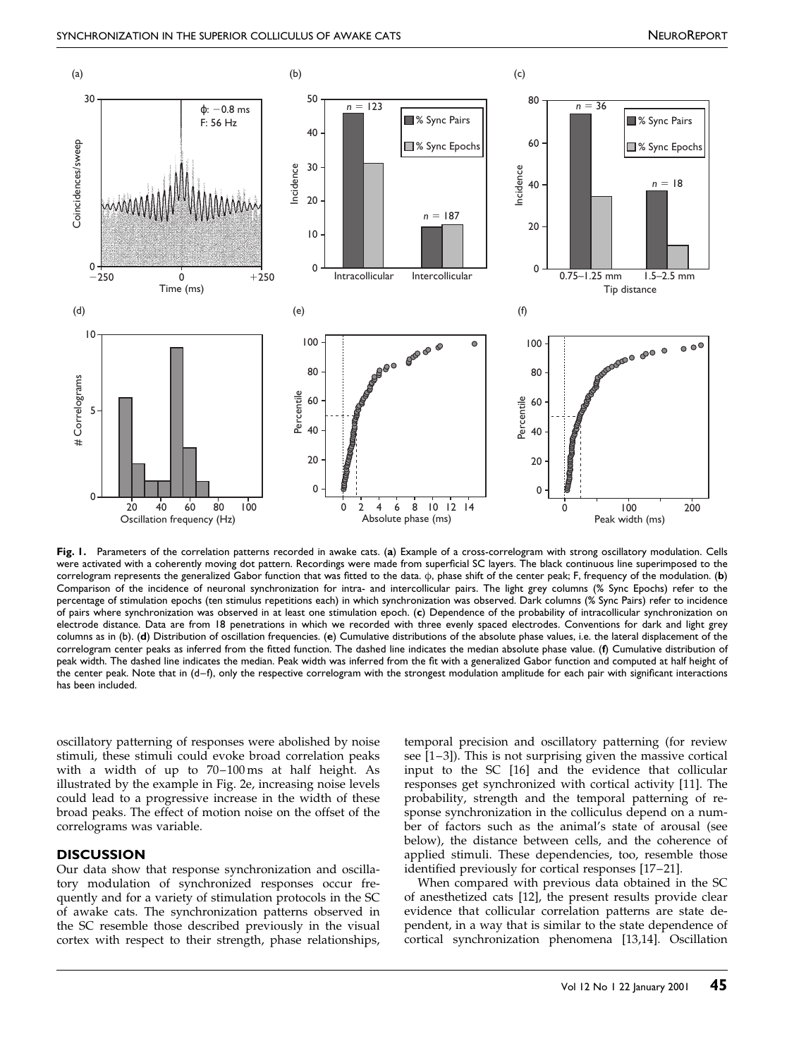Fig. 1. Parameters of the correlation patterns recorded in awake cats. (**a**) Example of a cross-correlogram with strong oscillatory modulation. Cells were activated with a coherently moving dot pattern. Recordings were made from superficial SC layers. The black continuous line superimposed to the correlogram represents the generalized Gabor function that was fitted to the data. $\phi$, phase shift of the center peak; F, frequency of the modulation. (**b**) Comparison of the incidence of neuronal synchronization for intra- and intercollicular pairs. The light grey columns (% Sync Epochs) refer to the percentage of stimulation epochs (ten stimulus repetitions each) in which synchronization was observed. Dark columns (% Sync Pairs) refer to incidence of pairs where synchronization was observed in at least one stimulation epoch. (**c**) Dependence of the probability of intracollicular synchronization on electrode distance. Data are from 18 penetrations in which we recorded with three evenly spaced electrodes. Conventions for dark and light grey columns as in (b). (**d**) Distribution of oscillation frequencies. (**e**) Cumulative distributions of the absolute phase values, i.e. the lateral displacement of the correlogram center peaks as inferred from the fitted function. The dashed line indicates the median absolute phase value. (**f**) Cumulative distribution of peak width. The dashed line indicates the median. Peak width was inferred from the fit with a generalized Gabor function and computed at half height of the center peak. Note that in (d–f), only the respective correlogram with the strongest modulation amplitude for each pair with significant interactions has been included.

oscillatory patterning of responses were abolished by noise stimuli, these stimuli could evoke broad correlation peaks with a width of up to 70–100 ms at half height. As illustrated by the example in Fig. 2e, increasing noise levels could lead to a progressive increase in the width of these broad peaks. The effect of motion noise on the offset of the correlograms was variable.

## DISCUSSION

Our data show that response synchronization and oscillatory modulation of synchronized responses occur frequently and for a variety of stimulation protocols in the SC of awake cats. The synchronization patterns observed in the SC resemble those described previously in the visual cortex with respect to their strength, phase relationships, temporal precision and oscillatory patterning (for review see [1–3]). This is not surprising given the massive cortical input to the SC [16] and the evidence that collicular responses get synchronized with cortical activity [11]. The probability, strength and the temporal patterning of response synchronization in the colliculus depend on a number of factors such as the animal's state of arousal (see below), the distance between cells, and the coherence of applied stimuli. These dependencies, too, resemble those identified previously for cortical responses [17–21].

When compared with previous data obtained in the SC of anesthetized cats [12], the present results provide clear evidence that collicular correlation patterns are state dependent, in a way that is similar to the state dependence of cortical synchronization phenomena [13,14]. Oscillation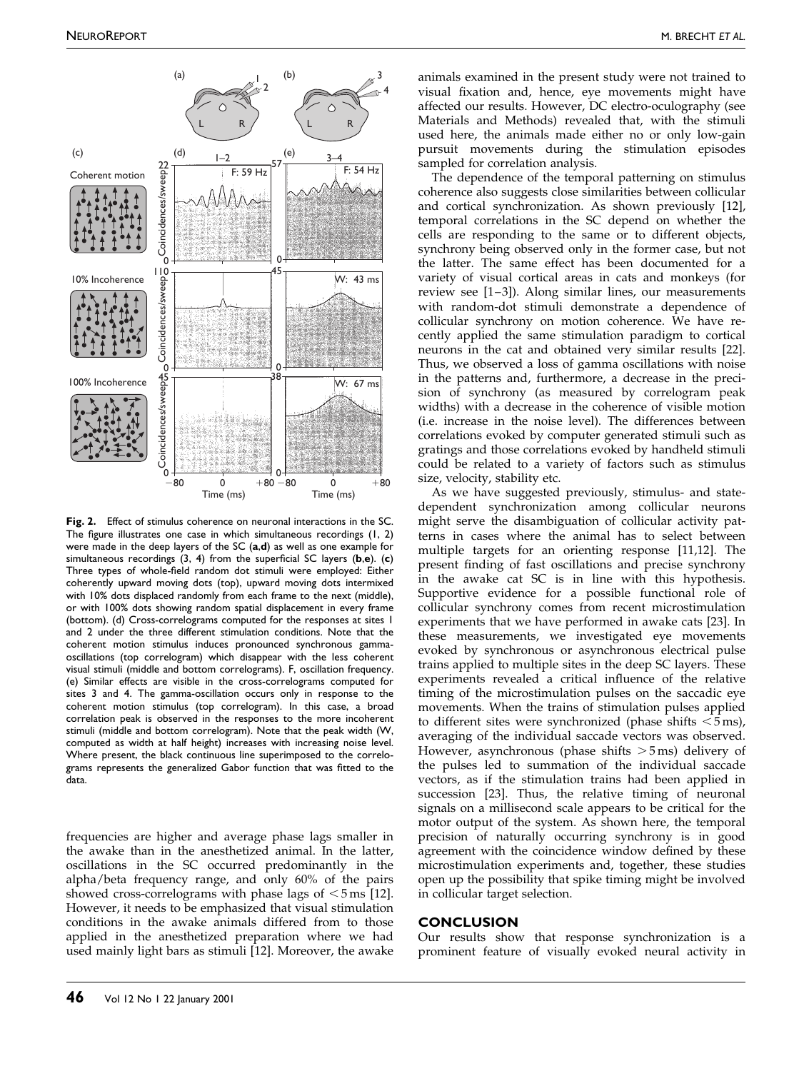**Fig. 2.** Effect of stimulus coherence on neuronal interactions in the SC. The figure illustrates one case in which simultaneous recordings (1, 2) were made in the deep layers of the SC (**a**,**d**) as well as one example for simultaneous recordings (3, 4) from the superficial SC layers (**b**,**e**). (**c**) Three types of whole-field random dot stimuli were employed: Either coherently upward moving dots (top), upward moving dots intermixed with 10% dots displaced randomly from each frame to the next (middle), or with 100% dots showing random spatial displacement in every frame (bottom). (d) Cross-correlograms computed for the responses at sites 1 and 2 under the three different stimulation conditions. Note that the coherent motion stimulus induces pronounced synchronous gamma-oscillations (top correlogram) which disappear with the less coherent visual stimuli (middle and bottom correlograms). F, oscillation frequency. (e) Similar effects are visible in the cross-correlograms computed for sites 3 and 4. The gamma-oscillation occurs only in response to the coherent motion stimulus (top correlogram). In this case, a broad correlation peak is observed in the responses to the more incoherent stimuli (middle and bottom correlogram). Note that the peak width (W, computed as width at half height) increases with increasing noise level. Where present, the black continuous line superimposed to the correlograms represents the generalized Gabor function that was fitted to the data.

frequencies are higher and average phase lags smaller in the awake than in the anesthetized animal. In the latter, oscillations in the SC occurred predominantly in the alpha/beta frequency range, and only 60% of the pairs showed cross-correlograms with phase lags of $< 5$ ms [12]. However, it needs to be emphasized that visual stimulation conditions in the awake animals differed from to those applied in the anesthetized preparation where we had used mainly light bars as stimuli [12]. Moreover, the awake animals examined in the present study were not trained to visual fixation and, hence, eye movements might have affected our results. However, DC electro-oculography (see Materials and Methods) revealed that, with the stimuli used here, the animals made either no or only low-gain pursuit movements during the stimulation episodes sampled for correlation analysis.

The dependence of the temporal patterning on stimulus coherence also suggests close similarities between collicular and cortical synchronization. As shown previously [12], temporal correlations in the SC depend on whether the cells are responding to the same or to different objects, synchrony being observed only in the former case, but not the latter. The same effect has been documented for a variety of visual cortical areas in cats and monkeys (for review see [1–3]). Along similar lines, our measurements with random-dot stimuli demonstrate a dependence of collicular synchrony on motion coherence. We have recently applied the same stimulation paradigm to cortical neurons in the cat and obtained very similar results [22]. Thus, we observed a loss of gamma oscillations with noise in the patterns and, furthermore, a decrease in the precision of synchrony (as measured by correlogram peak widths) with a decrease in the coherence of visible motion (i.e. increase in the noise level). The differences between correlations evoked by computer generated stimuli such as gratings and those correlations evoked by handheld stimuli could be related to a variety of factors such as stimulus size, velocity, stability etc.

As we have suggested previously, stimulus- and state-dependent synchronization among collicular neurons might serve the disambiguation of collicular activity patterns in cases where the animal has to select between multiple targets for an orienting response [11,12]. The present finding of fast oscillations and precise synchrony in the awake cat SC is in line with this hypothesis. Supportive evidence for a possible functional role of collicular synchrony comes from recent microstimulation experiments that we have performed in awake cats [23]. In these measurements, we investigated eye movements evoked by synchronous or asynchronous electrical pulse trains applied to multiple sites in the deep SC layers. These experiments revealed a critical influence of the relative timing of the microstimulation pulses on the saccadic eye movements. When the trains of stimulation pulses applied to different sites were synchronized (phase shifts $< 5$ ms), averaging of the individual saccade vectors was observed. However, asynchronous (phase shifts $> 5$ ms) delivery of the pulses led to summation of the individual saccade vectors, as if the stimulation trains had been applied in succession [23]. Thus, the relative timing of neuronal signals on a millisecond scale appears to be critical for the motor output of the system. As shown here, the temporal precision of naturally occurring synchrony is in good agreement with the coincidence window defined by these microstimulation experiments and, together, these studies open up the possibility that spike timing might be involved in collicular target selection.

## CONCLUSION

Our results show that response synchronization is a prominent feature of visually evoked neural activity in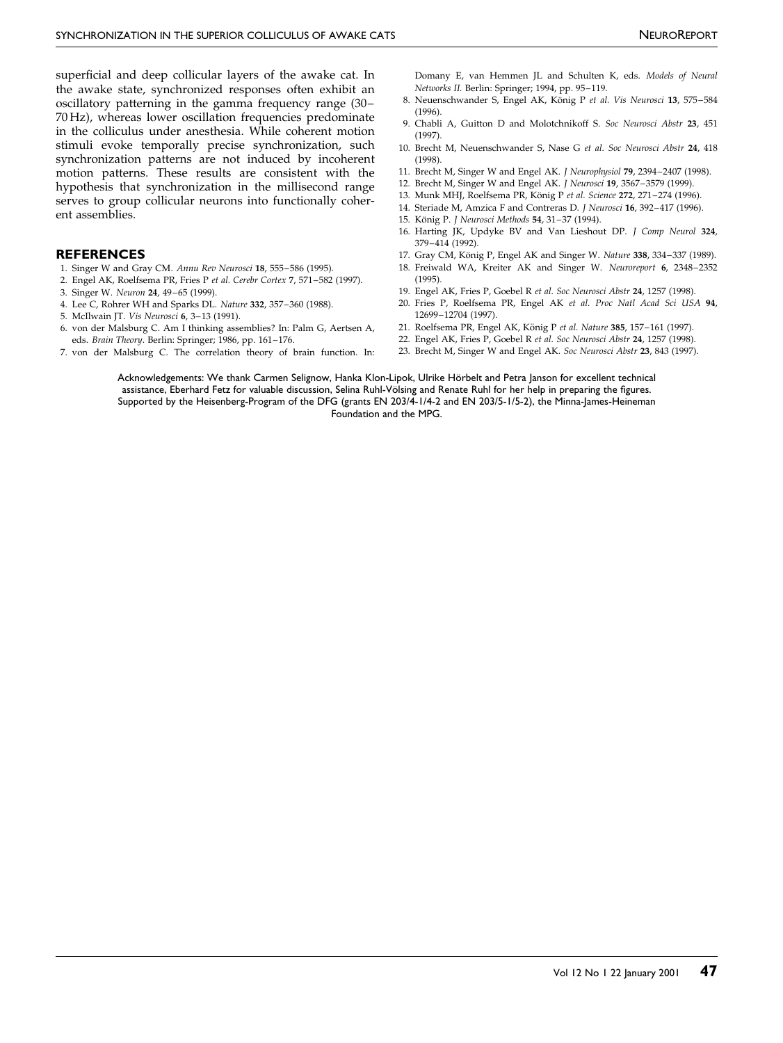superficial and deep collicular layers of the awake cat. In the awake state, synchronized responses often exhibit an oscillatory patterning in the gamma frequency range (30–70 Hz), whereas lower oscillation frequencies predominate in the colliculus under anesthesia. While coherent motion stimuli evoke temporally precise synchronization, such synchronization patterns are not induced by incoherent motion patterns. These results are consistent with the hypothesis that synchronization in the millisecond range serves to group collicular neurons into functionally coherent assemblies.

## REFERENCES

1. Singer W and Gray CM. *Annu Rev Neurosci* **18**, 555–586 (1995).
2. Engel AK, Roelfsema PR, Fries P *et al. Cerebr Cortex* **7**, 571–582 (1997).
3. Singer W. *Neuron* **24**, 49–65 (1999).
4. Lee C, Rohrer WH and Sparks DL. *Nature* **332**, 357–360 (1988).
5. McIlwain JT. *Vis Neurosci* **6**, 3–13 (1991).
6. von der Malsburg C. Am I thinking assemblies? In: Palm G, Aertsen A, eds. *Brain Theory*. Berlin: Springer; 1986, pp. 161–176.
7. von der Malsburg C. The correlation theory of brain function. In: Domany E, van Hemmen JL and Schulten K, eds. *Models of Neural Networks II*. Berlin: Springer; 1994, pp. 95–119.
8. Neuenschwander S, Engel AK, König P *et al. Vis Neurosci* **13**, 575–584 (1996).
9. Chabli A, Guitton D and Molotchnikoff S. *Soc Neurosci Abstr* **23**, 451 (1997).
10. Brecht M, Neuenschwander S, Nase G *et al. Soc Neurosci Abstr* **24**, 418 (1998).
11. Brecht M, Singer W and Engel AK. *J Neurophysiol* **79**, 2394–2407 (1998).
12. Brecht M, Singer W and Engel AK. *J Neurosci* **19**, 3567–3579 (1999).
13. Munk MHJ, Roelfsema PR, König P *et al. Science* **272**, 271–274 (1996).
14. Steriade M, Amzica F and Contreras D. *J Neurosci* **16**, 392–417 (1996).
15. König P. *J Neurosci Methods* **54**, 31–37 (1994).
16. Harting JK, Updyke BV and Van Lieshout DP. *J Comp Neurol* **324**, 379–414 (1992).
17. Gray CM, König P, Engel AK and Singer W. *Nature* **338**, 334–337 (1989).
18. Freiwald WA, Kreiter AK and Singer W. *Neuroreport* **6**, 2348–2352 (1995).
19. Engel AK, Fries P, Goebel R *et al. Soc Neurosci Abstr* **24**, 1257 (1998).
20. Fries P, Roelfsema PR, Engel AK *et al. Proc Natl Acad Sci USA* **94**, 12699–12704 (1997).
21. Roelfsema PR, Engel AK, König P *et al. Nature* **385**, 157–161 (1997).
22. Engel AK, Fries P, Goebel R *et al. Soc Neurosci Abstr* **24**, 1257 (1998).
23. Brecht M, Singer W and Engel AK. *Soc Neurosci Abstr* **23**, 843 (1997).

Acknowledgements: We thank Carmen Selignow, Hanka Klon-Lipok, Ulrike Hörbelt and Petra Janson for excellent technical assistance, Eberhard Fetz for valuable discussion, Selina Ruhl-Völsing and Renate Ruhl for her help in preparing the figures. Supported by the Heisenberg-Program of the DFG (grants EN 203/4-1/4-2 and EN 203/5-1/5-2), the Minna-James-Heineman Foundation and the MPG.